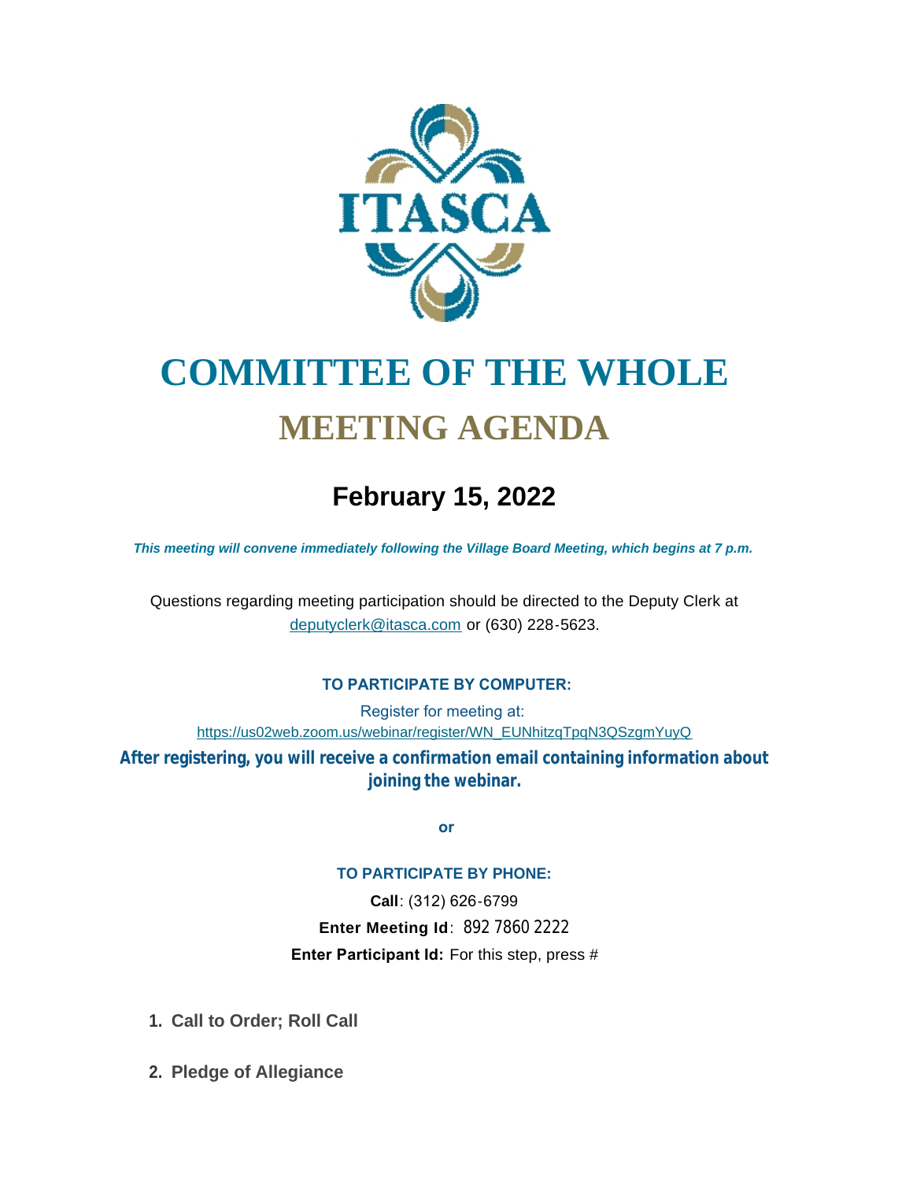# COMMITTEE OF THE WHOLE

## MEETING AGENDA

### February 15, 2022

***This meeting will convene immediately following the Village Board Meeting, which begins at 7 p.m.***

Questions regarding meeting participation should be directed to the Deputy Clerk at deputyclerk@itasca.com or (630) 228-5623.

**TO PARTICIPATE BY COMPUTER:**

Register for meeting at:
https://us02web.zoom.us/webinar/register/WN_EUNhitzqTpqN3QSzgmYuyQ

**After registering, you will receive a confirmation email containing information about joining the webinar.**

**or**

**TO PARTICIPATE BY PHONE:**

**Call**: (312) 626-6799

**Enter Meeting Id**: 892 7860 2222

**Enter Participant Id:** For this step, press #

1. **Call to Order; Roll Call**

2. **Pledge of Allegiance**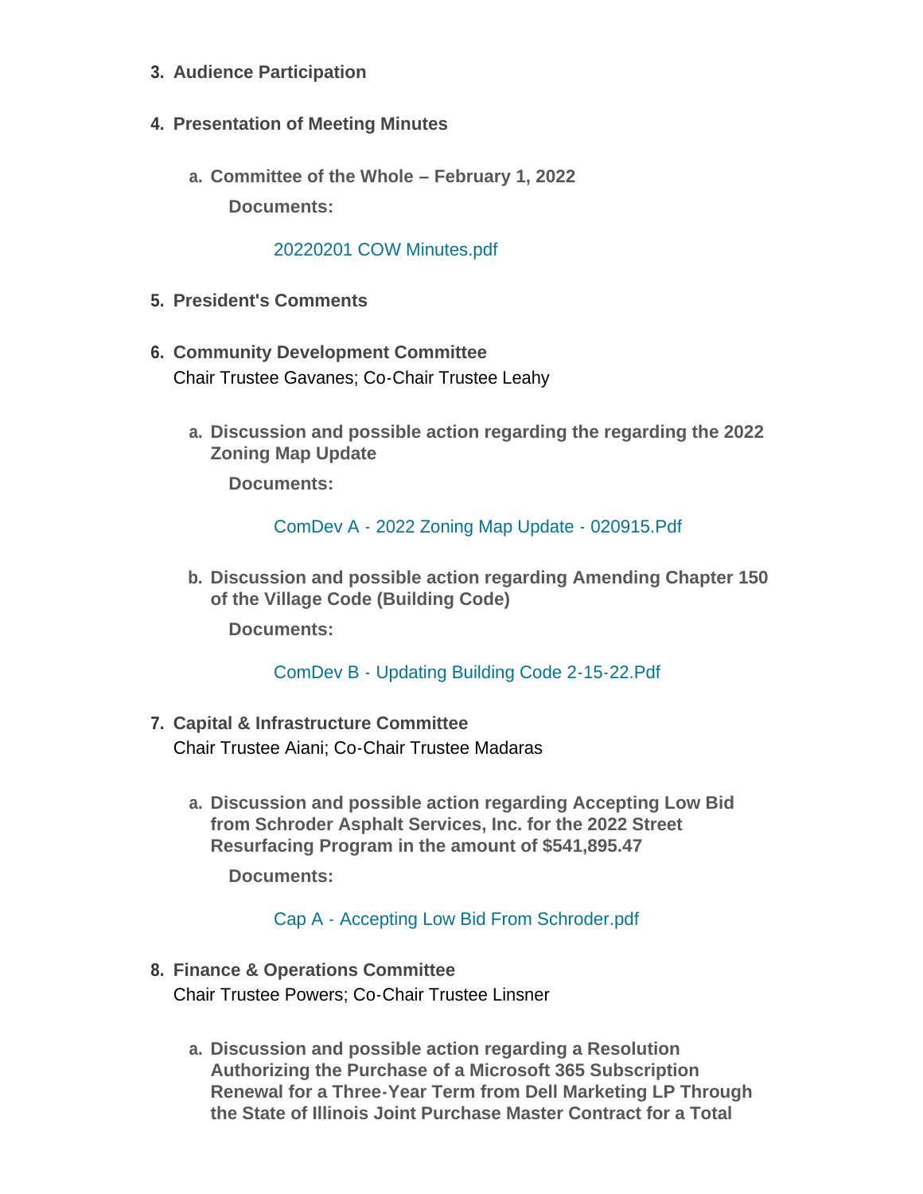3. **Audience Participation**

4. **Presentation of Meeting Minutes**

   a. **Committee of the Whole – February 1, 2022**

      **Documents:**

      20220201 COW Minutes.pdf

5. **President's Comments**

6. **Community Development Committee**
   Chair Trustee Gavanes; Co-Chair Trustee Leahy

   a. **Discussion and possible action regarding the regarding the 2022 Zoning Map Update**

      **Documents:**

      ComDev A - 2022 Zoning Map Update - 020915.Pdf

   b. **Discussion and possible action regarding Amending Chapter 150 of the Village Code (Building Code)**

      **Documents:**

      ComDev B - Updating Building Code 2-15-22.Pdf

7. **Capital & Infrastructure Committee**
   Chair Trustee Aiani; Co-Chair Trustee Madaras

   a. **Discussion and possible action regarding Accepting Low Bid from Schroder Asphalt Services, Inc. for the 2022 Street Resurfacing Program in the amount of $541,895.47**

      **Documents:**

      Cap A - Accepting Low Bid From Schroder.pdf

8. **Finance & Operations Committee**
   Chair Trustee Powers; Co-Chair Trustee Linsner

   a. **Discussion and possible action regarding a Resolution Authorizing the Purchase of a Microsoft 365 Subscription Renewal for a Three-Year Term from Dell Marketing LP Through the State of Illinois Joint Purchase Master Contract for a Total**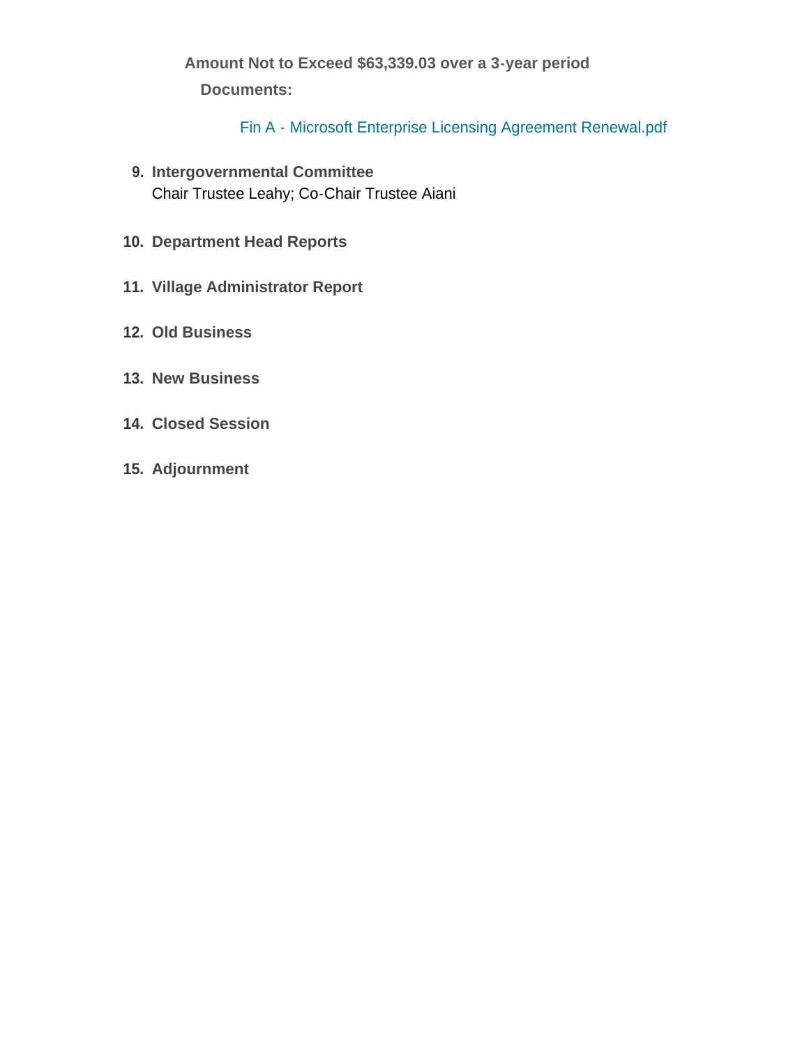**Amount Not to Exceed $63,339.03 over a 3-year period**

**Documents:**

Fin A - Microsoft Enterprise Licensing Agreement Renewal.pdf

9. **Intergovernmental Committee**
   Chair Trustee Leahy; Co-Chair Trustee Aiani

10. **Department Head Reports**

11. **Village Administrator Report**

12. **Old Business**

13. **New Business**

14. **Closed Session**

15. **Adjournment**